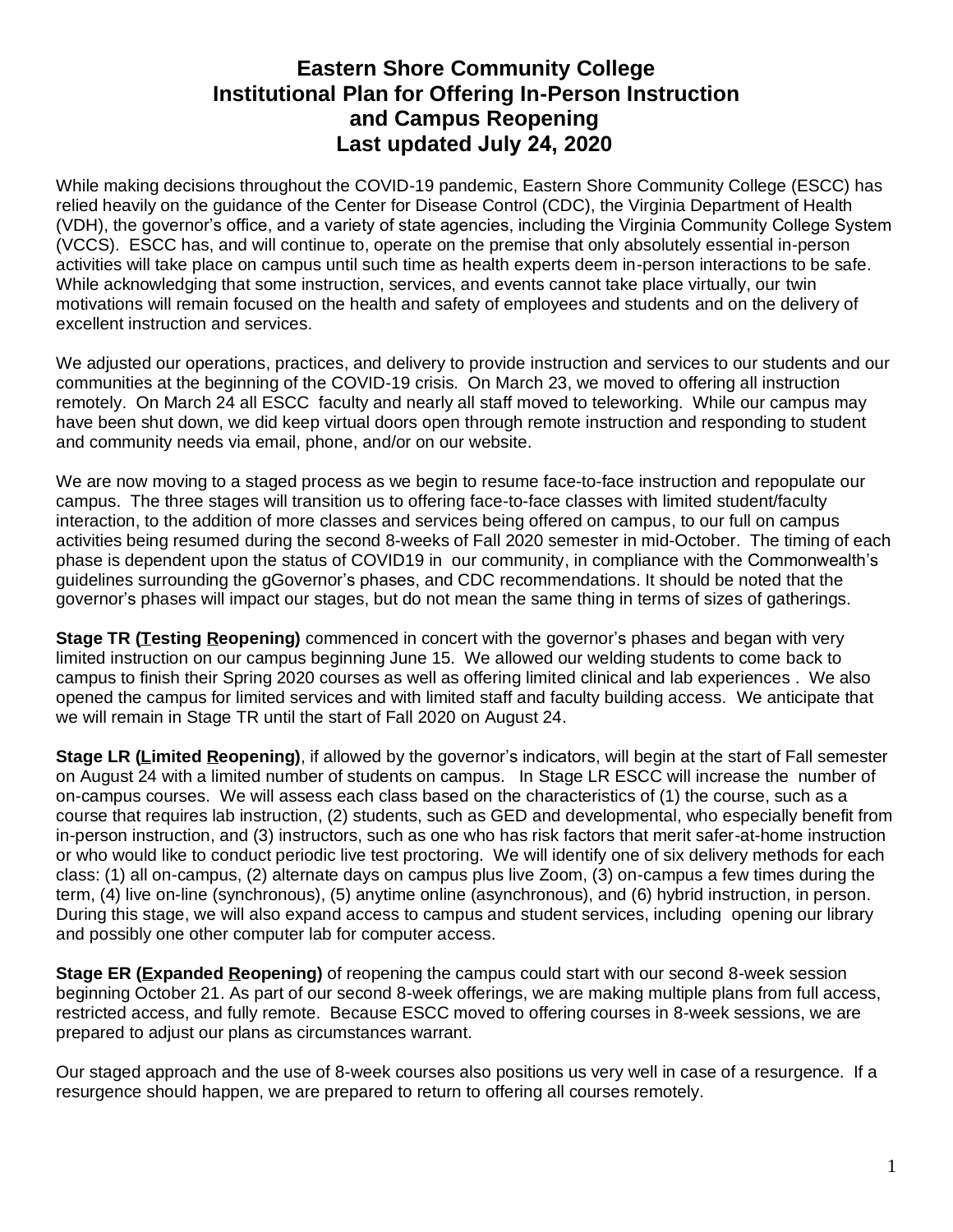# Eastern Shore Community College Institutional Plan for Offering In-Person Instruction and Campus Reopening Last updated July 24, 2020

While making decisions throughout the COVID-19 pandemic, Eastern Shore Community College (ESCC) has relied heavily on the guidance of the Center for Disease Control (CDC), the Virginia Department of Health (VDH), the governor's office, and a variety of state agencies, including the Virginia Community College System (VCCS). ESCC has, and will continue to, operate on the premise that only absolutely essential in-person activities will take place on campus until such time as health experts deem in-person interactions to be safe. While acknowledging that some instruction, services, and events cannot take place virtually, our twin motivations will remain focused on the health and safety of employees and students and on the delivery of excellent instruction and services.

We adjusted our operations, practices, and delivery to provide instruction and services to our students and our communities at the beginning of the COVID-19 crisis. On March 23, we moved to offering all instruction remotely. On March 24 all ESCC faculty and nearly all staff moved to teleworking. While our campus may have been shut down, we did keep virtual doors open through remote instruction and responding to student and community needs via email, phone, and/or on our website.

We are now moving to a staged process as we begin to resume face-to-face instruction and repopulate our campus. The three stages will transition us to offering face-to-face classes with limited student/faculty interaction, to the addition of more classes and services being offered on campus, to our full on campus activities being resumed during the second 8-weeks of Fall 2020 semester in mid-October. The timing of each phase is dependent upon the status of COVID19 in our community, in compliance with the Commonwealth's guidelines surrounding the gGovernor's phases, and CDC recommendations. It should be noted that the governor's phases will impact our stages, but do not mean the same thing in terms of sizes of gatherings.

**Stage TR (Testing Reopening)** commenced in concert with the governor's phases and began with very limited instruction on our campus beginning June 15. We allowed our welding students to come back to campus to finish their Spring 2020 courses as well as offering limited clinical and lab experiences . We also opened the campus for limited services and with limited staff and faculty building access. We anticipate that we will remain in Stage TR until the start of Fall 2020 on August 24.

**Stage LR (Limited Reopening)**, if allowed by the governor's indicators, will begin at the start of Fall semester on August 24 with a limited number of students on campus. In Stage LR ESCC will increase the number of on-campus courses. We will assess each class based on the characteristics of (1) the course, such as a course that requires lab instruction, (2) students, such as GED and developmental, who especially benefit from in-person instruction, and (3) instructors, such as one who has risk factors that merit safer-at-home instruction or who would like to conduct periodic live test proctoring. We will identify one of six delivery methods for each class: (1) all on-campus, (2) alternate days on campus plus live Zoom, (3) on-campus a few times during the term, (4) live on-line (synchronous), (5) anytime online (asynchronous), and (6) hybrid instruction, in person. During this stage, we will also expand access to campus and student services, including opening our library and possibly one other computer lab for computer access.

**Stage ER (Expanded Reopening)** of reopening the campus could start with our second 8-week session beginning October 21. As part of our second 8-week offerings, we are making multiple plans from full access, restricted access, and fully remote. Because ESCC moved to offering courses in 8-week sessions, we are prepared to adjust our plans as circumstances warrant.

Our staged approach and the use of 8-week courses also positions us very well in case of a resurgence. If a resurgence should happen, we are prepared to return to offering all courses remotely.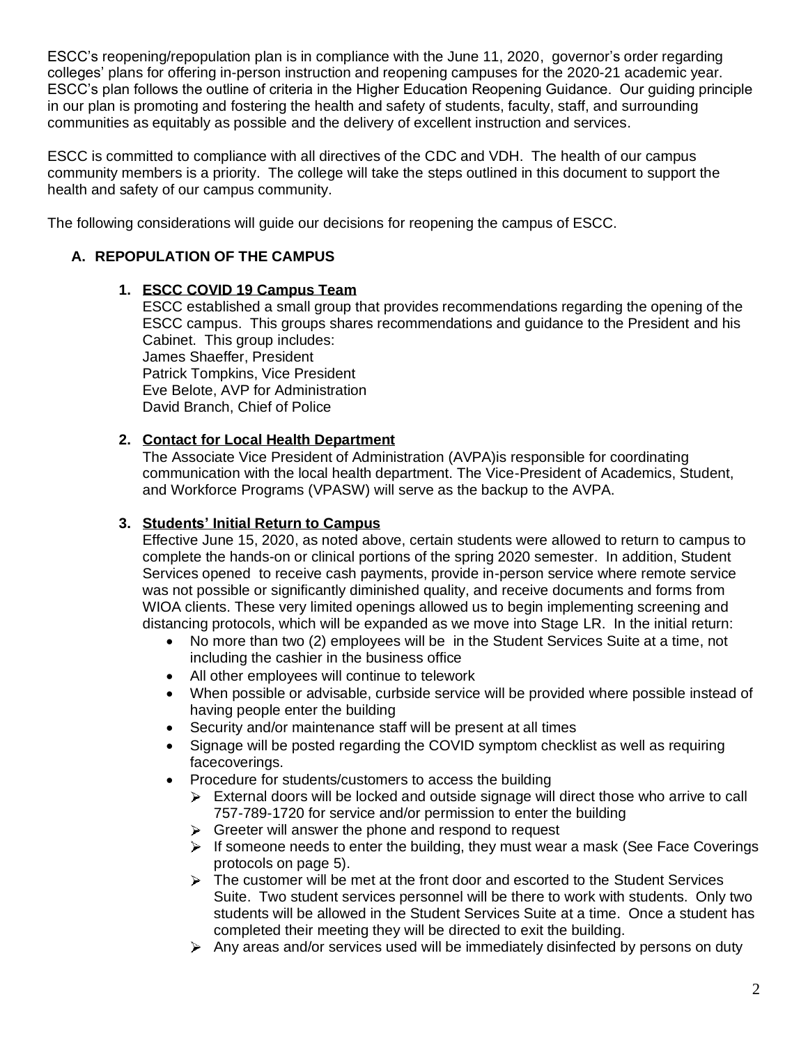ESCC's reopening/repopulation plan is in compliance with the June 11, 2020, governor's order regarding colleges' plans for offering in-person instruction and reopening campuses for the 2020-21 academic year. ESCC's plan follows the outline of criteria in the Higher Education Reopening Guidance. Our guiding principle in our plan is promoting and fostering the health and safety of students, faculty, staff, and surrounding communities as equitably as possible and the delivery of excellent instruction and services.

ESCC is committed to compliance with all directives of the CDC and VDH. The health of our campus community members is a priority. The college will take the steps outlined in this document to support the health and safety of our campus community.

The following considerations will guide our decisions for reopening the campus of ESCC.

## A. REPOPULATION OF THE CAMPUS

### 1. ESCC COVID 19 Campus Team

ESCC established a small group that provides recommendations regarding the opening of the ESCC campus. This groups shares recommendations and guidance to the President and his Cabinet. This group includes:
James Shaeffer, President
Patrick Tompkins, Vice President
Eve Belote, AVP for Administration
David Branch, Chief of Police

### 2. Contact for Local Health Department

The Associate Vice President of Administration (AVPA)is responsible for coordinating communication with the local health department. The Vice-President of Academics, Student, and Workforce Programs (VPASW) will serve as the backup to the AVPA.

### 3. Students' Initial Return to Campus

Effective June 15, 2020, as noted above, certain students were allowed to return to campus to complete the hands-on or clinical portions of the spring 2020 semester. In addition, Student Services opened to receive cash payments, provide in-person service where remote service was not possible or significantly diminished quality, and receive documents and forms from WIOA clients. These very limited openings allowed us to begin implementing screening and distancing protocols, which will be expanded as we move into Stage LR. In the initial return:

- No more than two (2) employees will be in the Student Services Suite at a time, not including the cashier in the business office
- All other employees will continue to telework
- When possible or advisable, curbside service will be provided where possible instead of having people enter the building
- Security and/or maintenance staff will be present at all times
- Signage will be posted regarding the COVID symptom checklist as well as requiring facecoverings.
- Procedure for students/customers to access the building
  - External doors will be locked and outside signage will direct those who arrive to call 757-789-1720 for service and/or permission to enter the building
  - Greeter will answer the phone and respond to request
  - If someone needs to enter the building, they must wear a mask (See Face Coverings protocols on page 5).
  - The customer will be met at the front door and escorted to the Student Services Suite. Two student services personnel will be there to work with students. Only two students will be allowed in the Student Services Suite at a time. Once a student has completed their meeting they will be directed to exit the building.
  - Any areas and/or services used will be immediately disinfected by persons on duty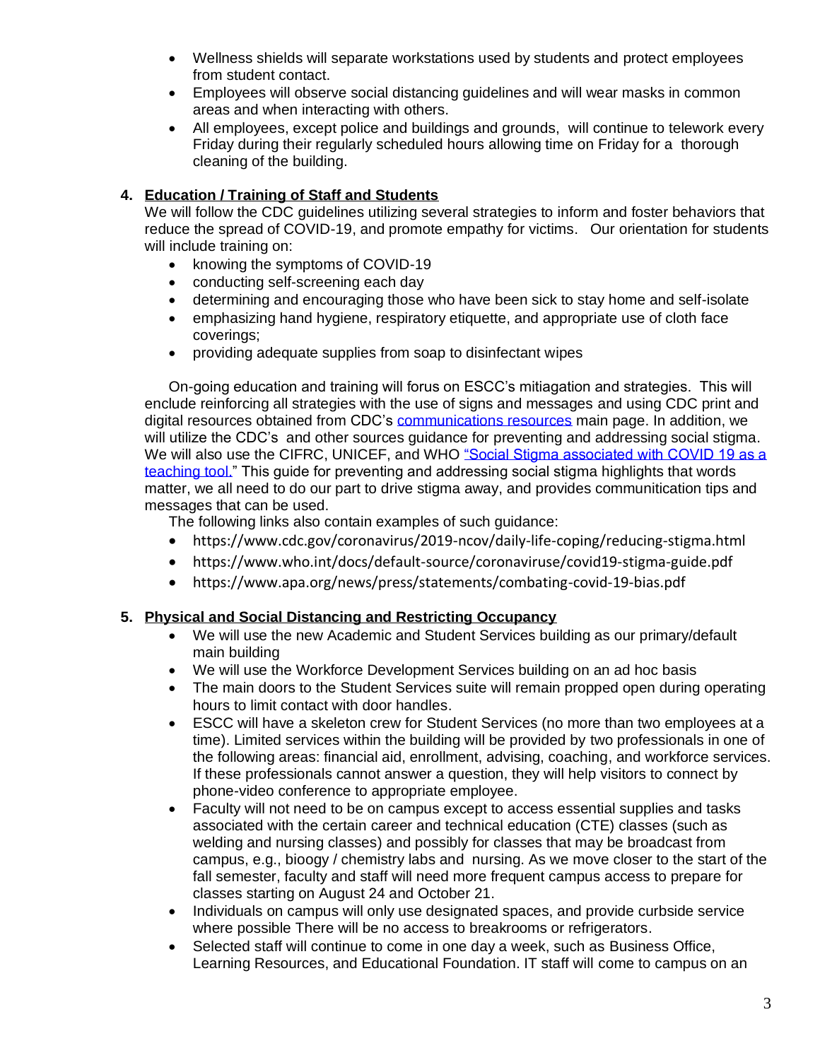- Wellness shields will separate workstations used by students and protect employees from student contact.
- Employees will observe social distancing guidelines and will wear masks in common areas and when interacting with others.
- All employees, except police and buildings and grounds, will continue to telework every Friday during their regularly scheduled hours allowing time on Friday for a thorough cleaning of the building.

4. **Education / Training of Staff and Students**

We will follow the CDC guidelines utilizing several strategies to inform and foster behaviors that reduce the spread of COVID-19, and promote empathy for victims. Our orientation for students will include training on:

- knowing the symptoms of COVID-19
- conducting self-screening each day
- determining and encouraging those who have been sick to stay home and self-isolate
- emphasizing hand hygiene, respiratory etiquette, and appropriate use of cloth face coverings;
- providing adequate supplies from soap to disinfectant wipes

On-going education and training will forus on ESCC's mitiagation and strategies. This will enclude reinforcing all strategies with the use of signs and messages and using CDC print and digital resources obtained from CDC's communications resources main page. In addition, we will utilize the CDC's and other sources guidance for preventing and addressing social stigma. We will also use the CIFRC, UNICEF, and WHO "Social Stigma associated with COVID 19 as a teaching tool." This guide for preventing and addressing social stigma highlights that words matter, we all need to do our part to drive stigma away, and provides communitication tips and messages that can be used.

The following links also contain examples of such guidance:

- https://www.cdc.gov/coronavirus/2019-ncov/daily-life-coping/reducing-stigma.html
- https://www.who.int/docs/default-source/coronaviruse/covid19-stigma-guide.pdf
- https://www.apa.org/news/press/statements/combating-covid-19-bias.pdf

5. **Physical and Social Distancing and Restricting Occupancy**

- We will use the new Academic and Student Services building as our primary/default main building
- We will use the Workforce Development Services building on an ad hoc basis
- The main doors to the Student Services suite will remain propped open during operating hours to limit contact with door handles.
- ESCC will have a skeleton crew for Student Services (no more than two employees at a time). Limited services within the building will be provided by two professionals in one of the following areas: financial aid, enrollment, advising, coaching, and workforce services. If these professionals cannot answer a question, they will help visitors to connect by phone-video conference to appropriate employee.
- Faculty will not need to be on campus except to access essential supplies and tasks associated with the certain career and technical education (CTE) classes (such as welding and nursing classes) and possibly for classes that may be broadcast from campus, e.g., bioogy / chemistry labs and nursing. As we move closer to the start of the fall semester, faculty and staff will need more frequent campus access to prepare for classes starting on August 24 and October 21.
- Individuals on campus will only use designated spaces, and provide curbside service where possible There will be no access to breakrooms or refrigerators.
- Selected staff will continue to come in one day a week, such as Business Office, Learning Resources, and Educational Foundation. IT staff will come to campus on an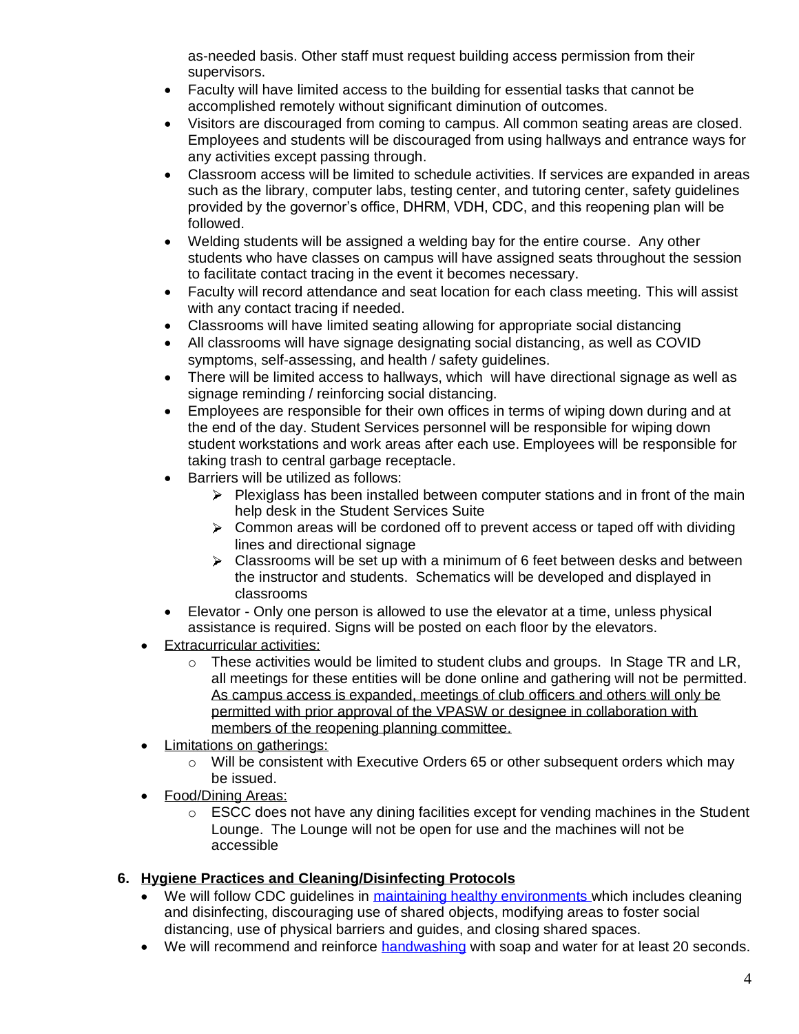as-needed basis. Other staff must request building access permission from their supervisors.

- Faculty will have limited access to the building for essential tasks that cannot be accomplished remotely without significant diminution of outcomes.
- Visitors are discouraged from coming to campus. All common seating areas are closed. Employees and students will be discouraged from using hallways and entrance ways for any activities except passing through.
- Classroom access will be limited to schedule activities. If services are expanded in areas such as the library, computer labs, testing center, and tutoring center, safety guidelines provided by the governor's office, DHRM, VDH, CDC, and this reopening plan will be followed.
- Welding students will be assigned a welding bay for the entire course. Any other students who have classes on campus will have assigned seats throughout the session to facilitate contact tracing in the event it becomes necessary.
- Faculty will record attendance and seat location for each class meeting. This will assist with any contact tracing if needed.
- Classrooms will have limited seating allowing for appropriate social distancing
- All classrooms will have signage designating social distancing, as well as COVID symptoms, self-assessing, and health / safety guidelines.
- There will be limited access to hallways, which will have directional signage as well as signage reminding / reinforcing social distancing.
- Employees are responsible for their own offices in terms of wiping down during and at the end of the day. Student Services personnel will be responsible for wiping down student workstations and work areas after each use. Employees will be responsible for taking trash to central garbage receptacle.
- Barriers will be utilized as follows:
  - Plexiglass has been installed between computer stations and in front of the main help desk in the Student Services Suite
  - Common areas will be cordoned off to prevent access or taped off with dividing lines and directional signage
  - Classrooms will be set up with a minimum of 6 feet between desks and between the instructor and students. Schematics will be developed and displayed in classrooms
- Elevator - Only one person is allowed to use the elevator at a time, unless physical assistance is required. Signs will be posted on each floor by the elevators.

- Extracurricular activities:
  - These activities would be limited to student clubs and groups. In Stage TR and LR, all meetings for these entities will be done online and gathering will not be permitted. As campus access is expanded, meetings of club officers and others will only be permitted with prior approval of the VPASW or designee in collaboration with members of the reopening planning committee.
- Limitations on gatherings:
  - Will be consistent with Executive Orders 65 or other subsequent orders which may be issued.
- Food/Dining Areas:
  - ESCC does not have any dining facilities except for vending machines in the Student Lounge. The Lounge will not be open for use and the machines will not be accessible

## 6. Hygiene Practices and Cleaning/Disinfecting Protocols

- We will follow CDC guidelines in maintaining healthy environments which includes cleaning and disinfecting, discouraging use of shared objects, modifying areas to foster social distancing, use of physical barriers and guides, and closing shared spaces.
- We will recommend and reinforce handwashing with soap and water for at least 20 seconds.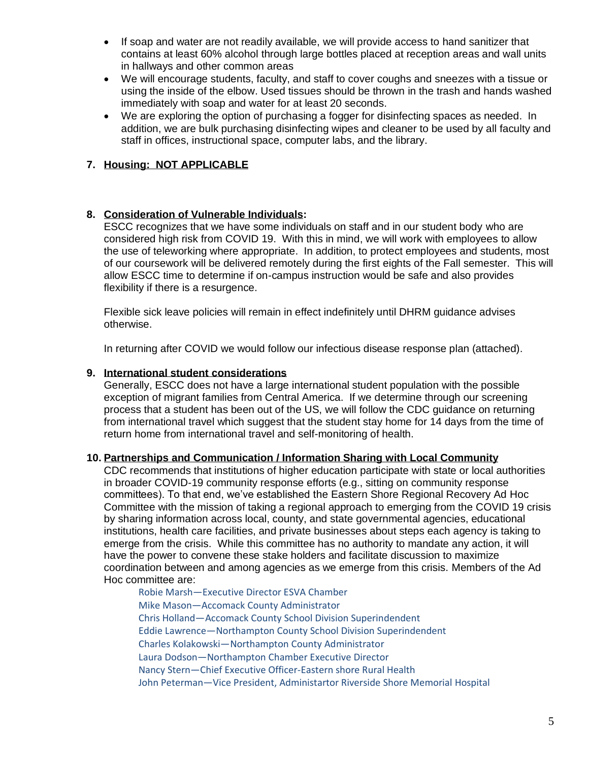- If soap and water are not readily available, we will provide access to hand sanitizer that contains at least 60% alcohol through large bottles placed at reception areas and wall units in hallways and other common areas
- We will encourage students, faculty, and staff to cover coughs and sneezes with a tissue or using the inside of the elbow. Used tissues should be thrown in the trash and hands washed immediately with soap and water for at least 20 seconds.
- We are exploring the option of purchasing a fogger for disinfecting spaces as needed. In addition, we are bulk purchasing disinfecting wipes and cleaner to be used by all faculty and staff in offices, instructional space, computer labs, and the library.

## 7. Housing: NOT APPLICABLE

## 8. Consideration of Vulnerable Individuals:

ESCC recognizes that we have some individuals on staff and in our student body who are considered high risk from COVID 19. With this in mind, we will work with employees to allow the use of teleworking where appropriate. In addition, to protect employees and students, most of our coursework will be delivered remotely during the first eights of the Fall semester. This will allow ESCC time to determine if on-campus instruction would be safe and also provides flexibility if there is a resurgence.

Flexible sick leave policies will remain in effect indefinitely until DHRM guidance advises otherwise.

In returning after COVID we would follow our infectious disease response plan (attached).

## 9. International student considerations

Generally, ESCC does not have a large international student population with the possible exception of migrant families from Central America. If we determine through our screening process that a student has been out of the US, we will follow the CDC guidance on returning from international travel which suggest that the student stay home for 14 days from the time of return home from international travel and self-monitoring of health.

## 10. Partnerships and Communication / Information Sharing with Local Community

CDC recommends that institutions of higher education participate with state or local authorities in broader COVID-19 community response efforts (e.g., sitting on community response committees). To that end, we've established the Eastern Shore Regional Recovery Ad Hoc Committee with the mission of taking a regional approach to emerging from the COVID 19 crisis by sharing information across local, county, and state governmental agencies, educational institutions, health care facilities, and private businesses about steps each agency is taking to emerge from the crisis. While this committee has no authority to mandate any action, it will have the power to convene these stake holders and facilitate discussion to maximize coordination between and among agencies as we emerge from this crisis. Members of the Ad Hoc committee are:

Robie Marsh—Executive Director ESVA Chamber
Mike Mason—Accomack County Administrator
Chris Holland—Accomack County School Division Superindendent
Eddie Lawrence—Northampton County School Division Superindendent
Charles Kolakowski—Northampton County Administrator
Laura Dodson—Northampton Chamber Executive Director
Nancy Stern—Chief Executive Officer-Eastern shore Rural Health
John Peterman—Vice President, Administartor Riverside Shore Memorial Hospital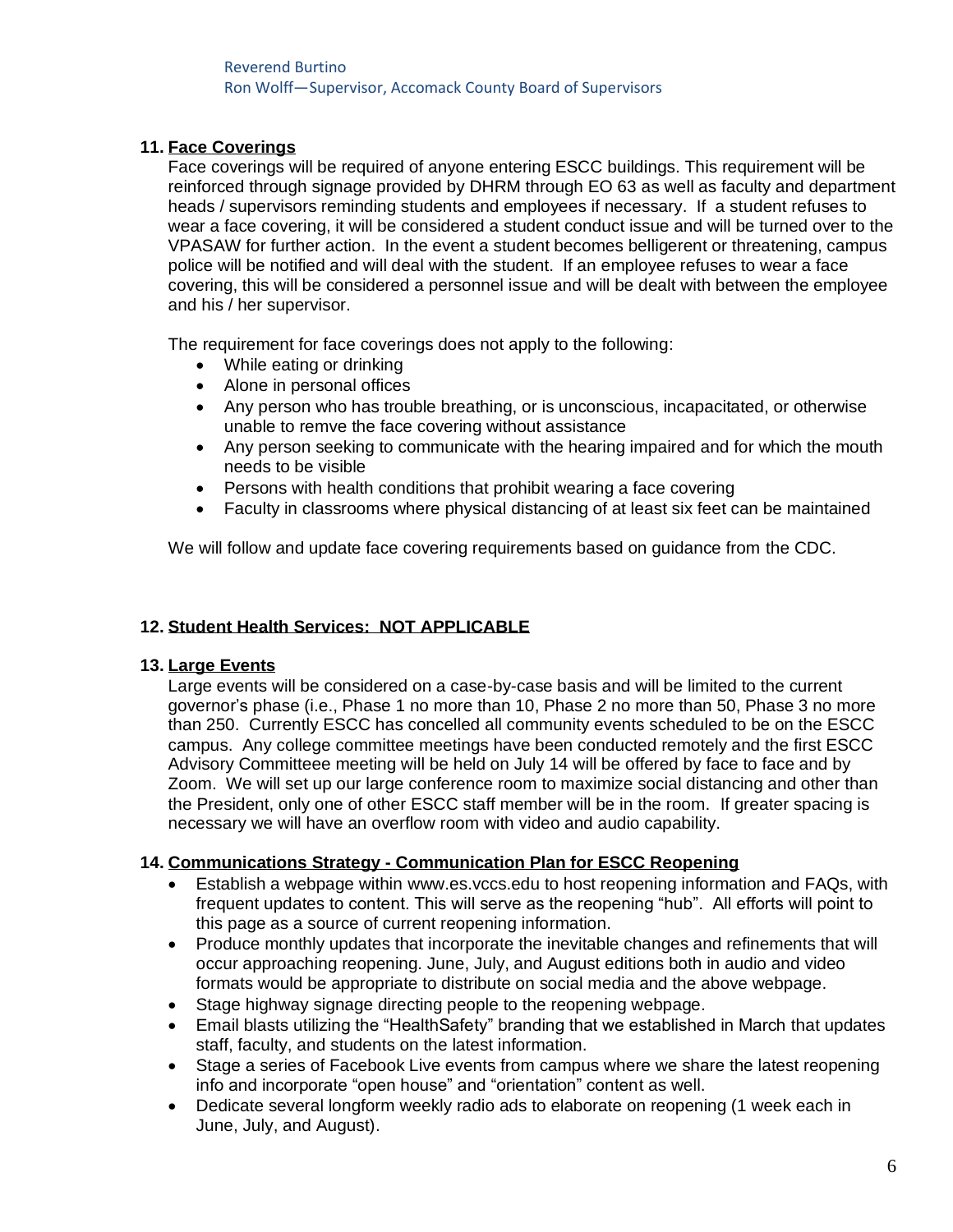Reverend Burtino
Ron Wolff—Supervisor, Accomack County Board of Supervisors

**11. Face Coverings**

Face coverings will be required of anyone entering ESCC buildings. This requirement will be reinforced through signage provided by DHRM through EO 63 as well as faculty and department heads / supervisors reminding students and employees if necessary. If a student refuses to wear a face covering, it will be considered a student conduct issue and will be turned over to the VPASAW for further action. In the event a student becomes belligerent or threatening, campus police will be notified and will deal with the student. If an employee refuses to wear a face covering, this will be considered a personnel issue and will be dealt with between the employee and his / her supervisor.

The requirement for face coverings does not apply to the following:

- While eating or drinking
- Alone in personal offices
- Any person who has trouble breathing, or is unconscious, incapacitated, or otherwise unable to remve the face covering without assistance
- Any person seeking to communicate with the hearing impaired and for which the mouth needs to be visible
- Persons with health conditions that prohibit wearing a face covering
- Faculty in classrooms where physical distancing of at least six feet can be maintained

We will follow and update face covering requirements based on guidance from the CDC.

**12. Student Health Services: NOT APPLICABLE**

**13. Large Events**

Large events will be considered on a case-by-case basis and will be limited to the current governor's phase (i.e., Phase 1 no more than 10, Phase 2 no more than 50, Phase 3 no more than 250. Currently ESCC has concelled all community events scheduled to be on the ESCC campus. Any college committee meetings have been conducted remotely and the first ESCC Advisory Committeee meeting will be held on July 14 will be offered by face to face and by Zoom. We will set up our large conference room to maximize social distancing and other than the President, only one of other ESCC staff member will be in the room. If greater spacing is necessary we will have an overflow room with video and audio capability.

**14. Communications Strategy - Communication Plan for ESCC Reopening**

- Establish a webpage within www.es.vccs.edu to host reopening information and FAQs, with frequent updates to content. This will serve as the reopening "hub". All efforts will point to this page as a source of current reopening information.
- Produce monthly updates that incorporate the inevitable changes and refinements that will occur approaching reopening. June, July, and August editions both in audio and video formats would be appropriate to distribute on social media and the above webpage.
- Stage highway signage directing people to the reopening webpage.
- Email blasts utilizing the "HealthSafety" branding that we established in March that updates staff, faculty, and students on the latest information.
- Stage a series of Facebook Live events from campus where we share the latest reopening info and incorporate "open house" and "orientation" content as well.
- Dedicate several longform weekly radio ads to elaborate on reopening (1 week each in June, July, and August).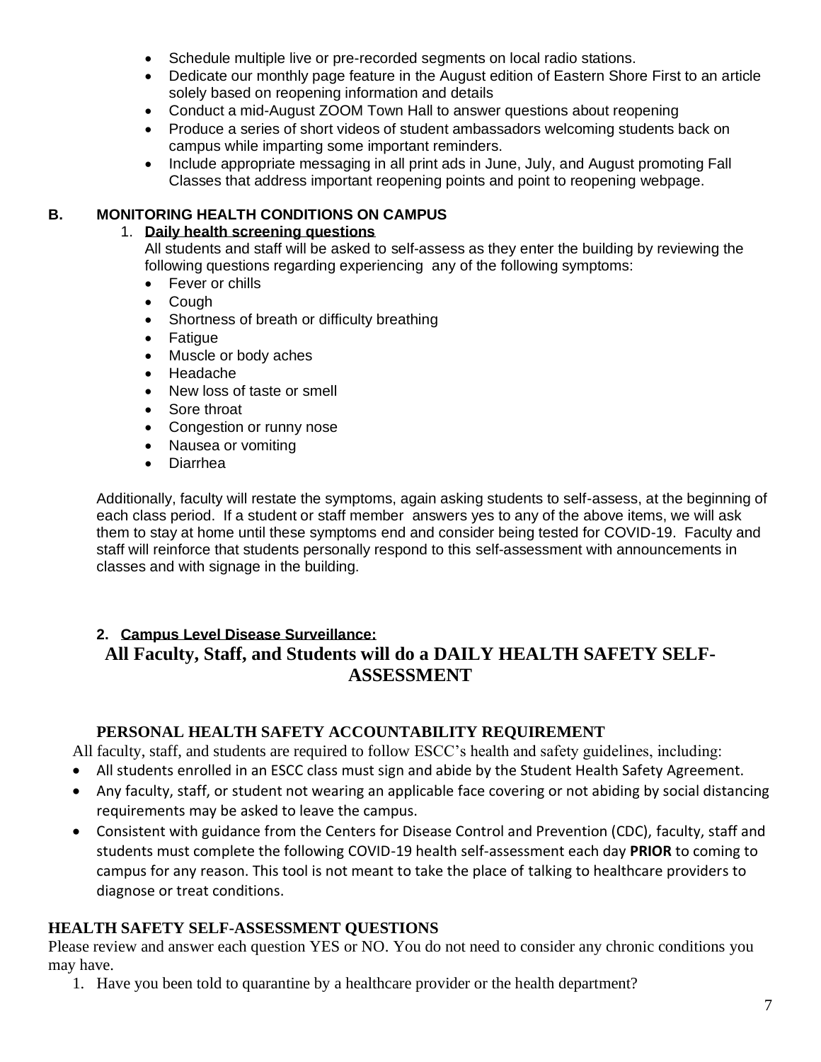- Schedule multiple live or pre-recorded segments on local radio stations.
- Dedicate our monthly page feature in the August edition of Eastern Shore First to an article solely based on reopening information and details
- Conduct a mid-August ZOOM Town Hall to answer questions about reopening
- Produce a series of short videos of student ambassadors welcoming students back on campus while imparting some important reminders.
- Include appropriate messaging in all print ads in June, July, and August promoting Fall Classes that address important reopening points and point to reopening webpage.

## B. MONITORING HEALTH CONDITIONS ON CAMPUS

1. **Daily health screening questions**

   All students and staff will be asked to self-assess as they enter the building by reviewing the following questions regarding experiencing any of the following symptoms:

   - Fever or chills
   - Cough
   - Shortness of breath or difficulty breathing
   - Fatigue
   - Muscle or body aches
   - Headache
   - New loss of taste or smell
   - Sore throat
   - Congestion or runny nose
   - Nausea or vomiting
   - Diarrhea

Additionally, faculty will restate the symptoms, again asking students to self-assess, at the beginning of each class period. If a student or staff member answers yes to any of the above items, we will ask them to stay at home until these symptoms end and consider being tested for COVID-19. Faculty and staff will reinforce that students personally respond to this self-assessment with announcements in classes and with signage in the building.

2. **Campus Level Disease Surveillance:**

## All Faculty, Staff, and Students will do a DAILY HEALTH SAFETY SELF-ASSESSMENT

### PERSONAL HEALTH SAFETY ACCOUNTABILITY REQUIREMENT

All faculty, staff, and students are required to follow ESCC's health and safety guidelines, including:

- All students enrolled in an ESCC class must sign and abide by the Student Health Safety Agreement.
- Any faculty, staff, or student not wearing an applicable face covering or not abiding by social distancing requirements may be asked to leave the campus.
- Consistent with guidance from the Centers for Disease Control and Prevention (CDC), faculty, staff and students must complete the following COVID-19 health self-assessment each day **PRIOR** to coming to campus for any reason. This tool is not meant to take the place of talking to healthcare providers to diagnose or treat conditions.

### HEALTH SAFETY SELF-ASSESSMENT QUESTIONS

Please review and answer each question YES or NO. You do not need to consider any chronic conditions you may have.

1. Have you been told to quarantine by a healthcare provider or the health department?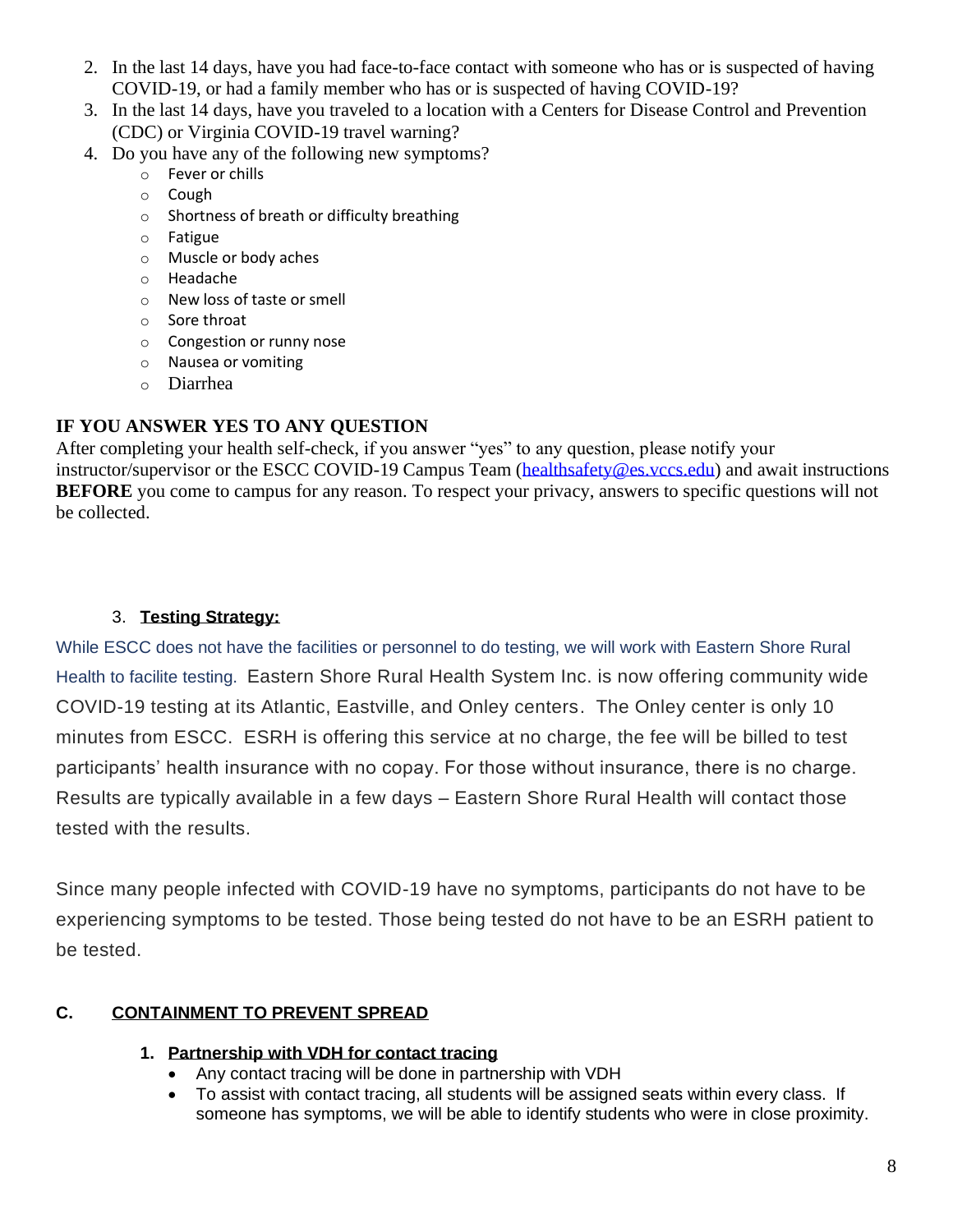2. In the last 14 days, have you had face-to-face contact with someone who has or is suspected of having COVID-19, or had a family member who has or is suspected of having COVID-19?
3. In the last 14 days, have you traveled to a location with a Centers for Disease Control and Prevention (CDC) or Virginia COVID-19 travel warning?
4. Do you have any of the following new symptoms?
   - Fever or chills
   - Cough
   - Shortness of breath or difficulty breathing
   - Fatigue
   - Muscle or body aches
   - Headache
   - New loss of taste or smell
   - Sore throat
   - Congestion or runny nose
   - Nausea or vomiting
   - Diarrhea

**IF YOU ANSWER YES TO ANY QUESTION**

After completing your health self-check, if you answer "yes" to any question, please notify your instructor/supervisor or the ESCC COVID-19 Campus Team (healthsafety@es.vccs.edu) and await instructions **BEFORE** you come to campus for any reason. To respect your privacy, answers to specific questions will not be collected.

3. **Testing Strategy:**

While ESCC does not have the facilities or personnel to do testing, we will work with Eastern Shore Rural Health to facilite testing. Eastern Shore Rural Health System Inc. is now offering community wide COVID-19 testing at its Atlantic, Eastville, and Onley centers. The Onley center is only 10 minutes from ESCC. ESRH is offering this service at no charge, the fee will be billed to test participants' health insurance with no copay. For those without insurance, there is no charge. Results are typically available in a few days – Eastern Shore Rural Health will contact those tested with the results.

Since many people infected with COVID-19 have no symptoms, participants do not have to be experiencing symptoms to be tested. Those being tested do not have to be an ESRH patient to be tested.

## C. CONTAINMENT TO PREVENT SPREAD

1. **Partnership with VDH for contact tracing**
   - Any contact tracing will be done in partnership with VDH
   - To assist with contact tracing, all students will be assigned seats within every class. If someone has symptoms, we will be able to identify students who were in close proximity.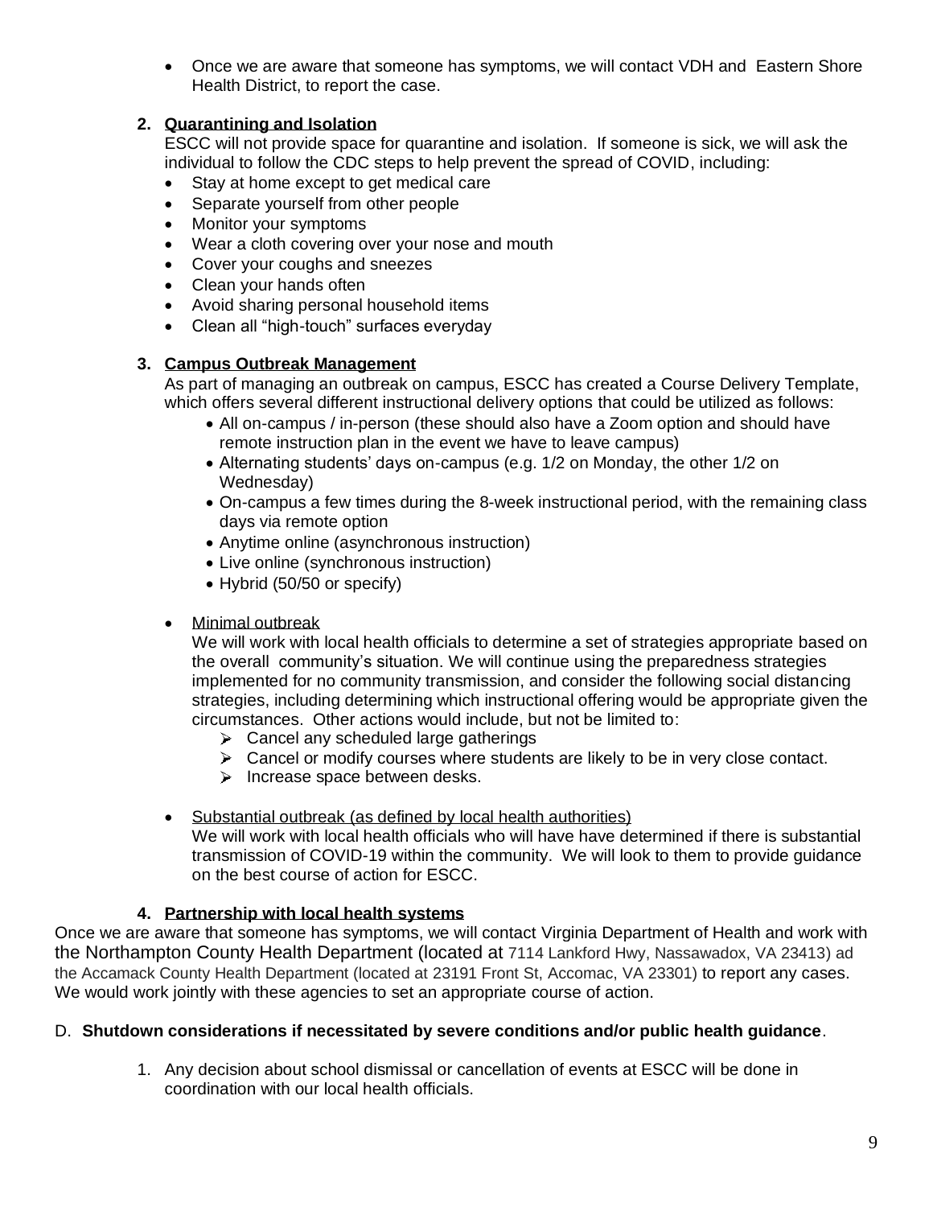- Once we are aware that someone has symptoms, we will contact VDH and Eastern Shore Health District, to report the case.

2. **Quarantining and Isolation**

   ESCC will not provide space for quarantine and isolation. If someone is sick, we will ask the individual to follow the CDC steps to help prevent the spread of COVID, including:
   - Stay at home except to get medical care
   - Separate yourself from other people
   - Monitor your symptoms
   - Wear a cloth covering over your nose and mouth
   - Cover your coughs and sneezes
   - Clean your hands often
   - Avoid sharing personal household items
   - Clean all "high-touch" surfaces everyday

3. **Campus Outbreak Management**

   As part of managing an outbreak on campus, ESCC has created a Course Delivery Template, which offers several different instructional delivery options that could be utilized as follows:
   - All on-campus / in-person (these should also have a Zoom option and should have remote instruction plan in the event we have to leave campus)
   - Alternating students' days on-campus (e.g. 1/2 on Monday, the other 1/2 on Wednesday)
   - On-campus a few times during the 8-week instructional period, with the remaining class days via remote option
   - Anytime online (asynchronous instruction)
   - Live online (synchronous instruction)
   - Hybrid (50/50 or specify)

   - Minimal outbreak

     We will work with local health officials to determine a set of strategies appropriate based on the overall community's situation. We will continue using the preparedness strategies implemented for no community transmission, and consider the following social distancing strategies, including determining which instructional offering would be appropriate given the circumstances. Other actions would include, but not be limited to:
     - Cancel any scheduled large gatherings
     - Cancel or modify courses where students are likely to be in very close contact.
     - Increase space between desks.

   - Substantial outbreak (as defined by local health authorities)

     We will work with local health officials who will have have determined if there is substantial transmission of COVID-19 within the community. We will look to them to provide guidance on the best course of action for ESCC.

4. **Partnership with local health systems**

Once we are aware that someone has symptoms, we will contact Virginia Department of Health and work with the Northampton County Health Department (located at 7114 Lankford Hwy, Nassawadox, VA 23413) ad the Accamack County Health Department (located at 23191 Front St, Accomac, VA 23301) to report any cases. We would work jointly with these agencies to set an appropriate course of action.

D. **Shutdown considerations if necessitated by severe conditions and/or public health guidance**.

1. Any decision about school dismissal or cancellation of events at ESCC will be done in coordination with our local health officials.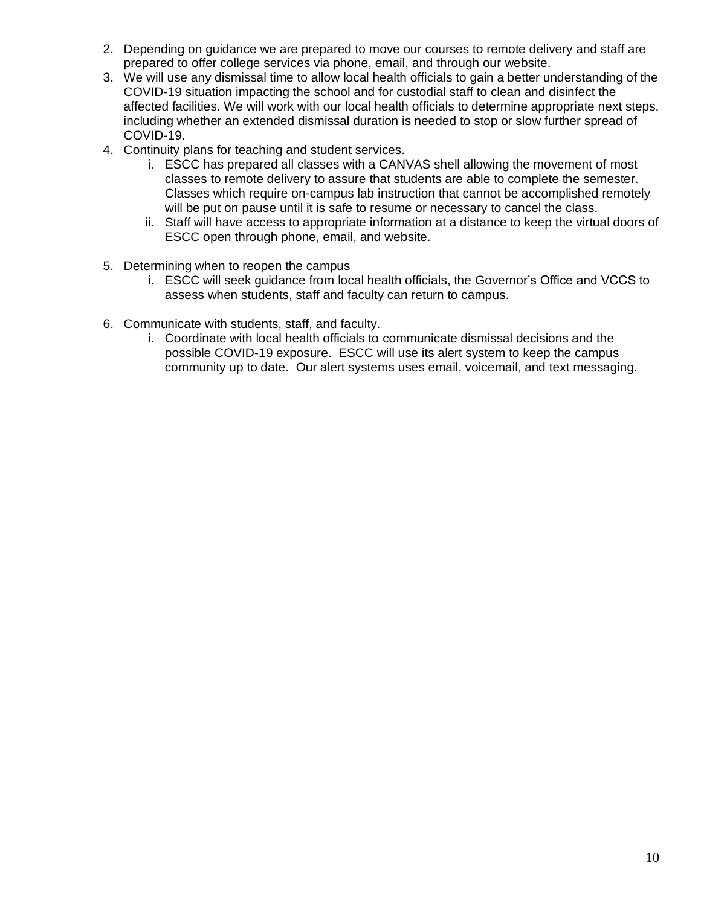2. Depending on guidance we are prepared to move our courses to remote delivery and staff are prepared to offer college services via phone, email, and through our website.
3. We will use any dismissal time to allow local health officials to gain a better understanding of the COVID-19 situation impacting the school and for custodial staff to clean and disinfect the affected facilities. We will work with our local health officials to determine appropriate next steps, including whether an extended dismissal duration is needed to stop or slow further spread of COVID-19.
4. Continuity plans for teaching and student services.
   i. ESCC has prepared all classes with a CANVAS shell allowing the movement of most classes to remote delivery to assure that students are able to complete the semester. Classes which require on-campus lab instruction that cannot be accomplished remotely will be put on pause until it is safe to resume or necessary to cancel the class.
   ii. Staff will have access to appropriate information at a distance to keep the virtual doors of ESCC open through phone, email, and website.

5. Determining when to reopen the campus
   i. ESCC will seek guidance from local health officials, the Governor's Office and VCCS to assess when students, staff and faculty can return to campus.

6. Communicate with students, staff, and faculty.
   i. Coordinate with local health officials to communicate dismissal decisions and the possible COVID-19 exposure. ESCC will use its alert system to keep the campus community up to date. Our alert systems uses email, voicemail, and text messaging.